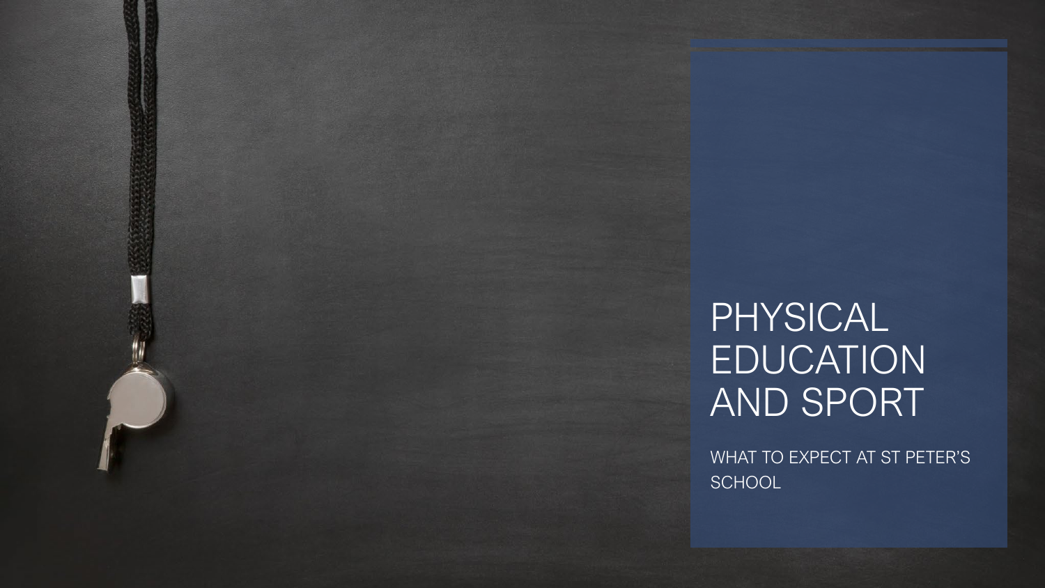# PHYSICAL EDUCATION AND SPORT

WHAT TO EXPECT AT ST PETER'S SCHOOL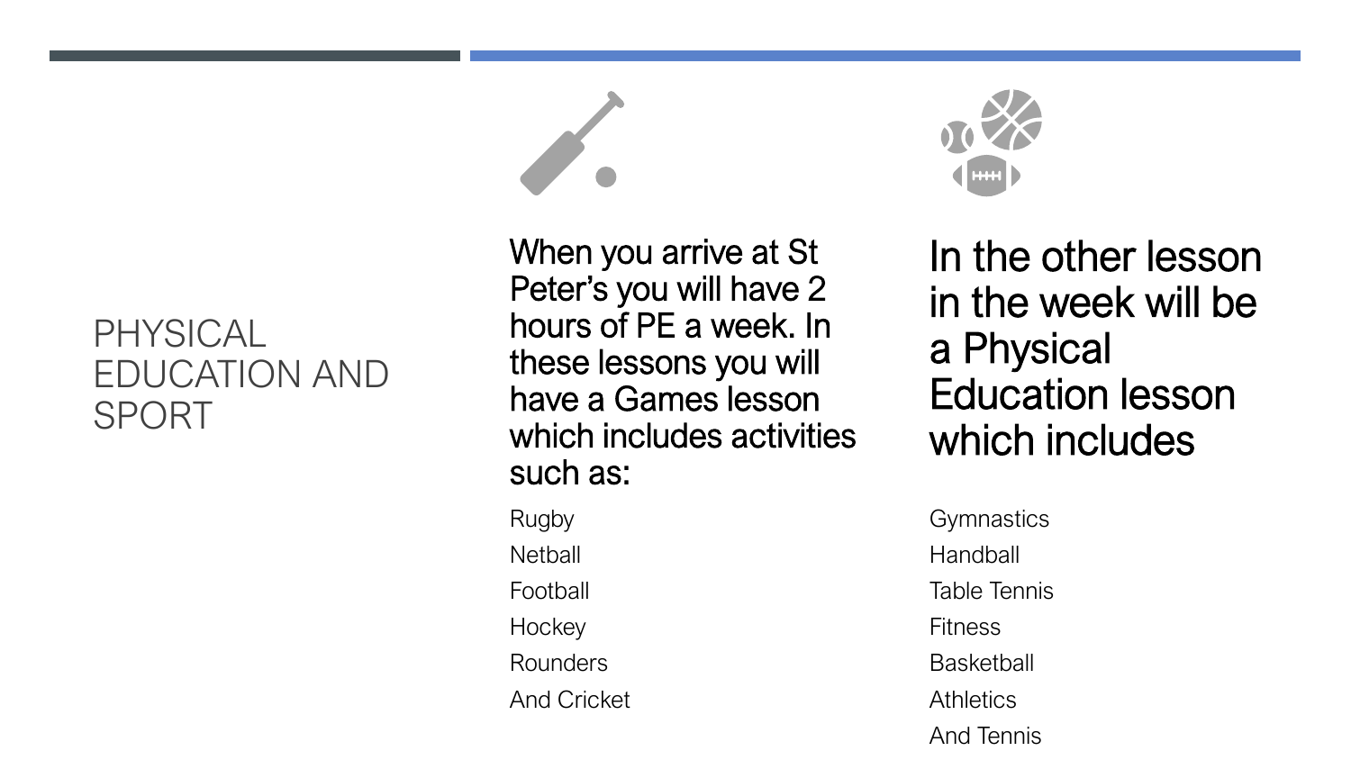# PHYSICAL EDUCATION AND SPORT

When you arrive at St Peter's you will have 2 hours of PE a week. In these lessons you will have a Games lesson which includes activities such as:

Rugby

Netball

Football

Hockey

Rounders

And Cricket

In the other lesson in the week will be a Physical Education lesson which includes

Gymnastics

Handball

Table Tennis

Fitness

Basketball

Athletics

And Tennis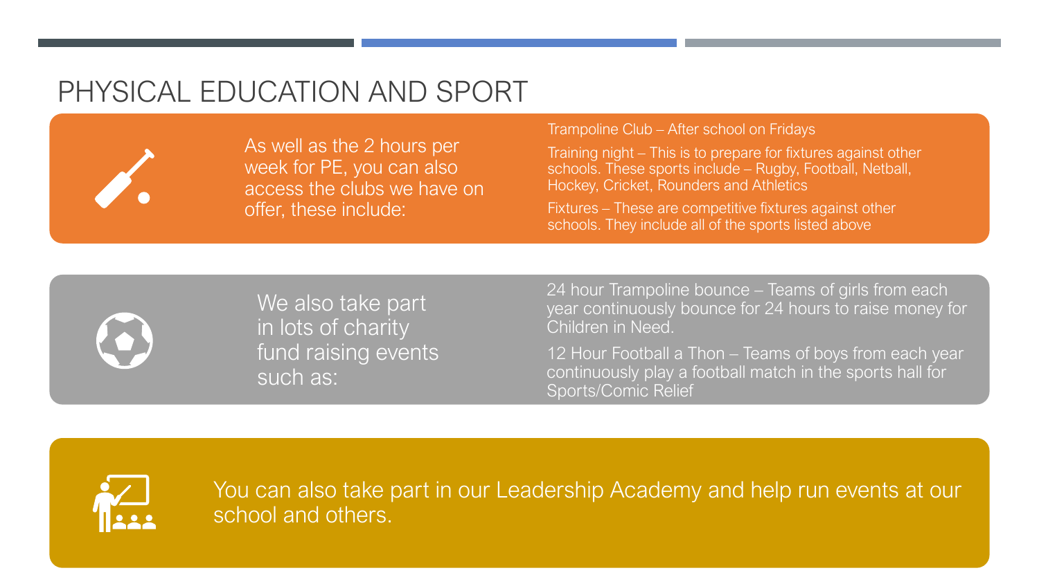# PHYSICAL EDUCATION AND SPORT

As well as the 2 hours per week for PE, you can also access the clubs we have on offer, these include:

Trampoline Club – After school on Fridays

Training night – This is to prepare for fixtures against other schools. These sports include – Rugby, Football, Netball, Hockey, Cricket, Rounders and Athletics

Fixtures – These are competitive fixtures against other schools. They include all of the sports listed above

We also take part in lots of charity fund raising events such as:

24 hour Trampoline bounce – Teams of girls from each year continuously bounce for 24 hours to raise money for Children in Need.

12 Hour Football a Thon – Teams of boys from each year continuously play a football match in the sports hall for Sports/Comic Relief

You can also take part in our Leadership Academy and help run events at our school and others.